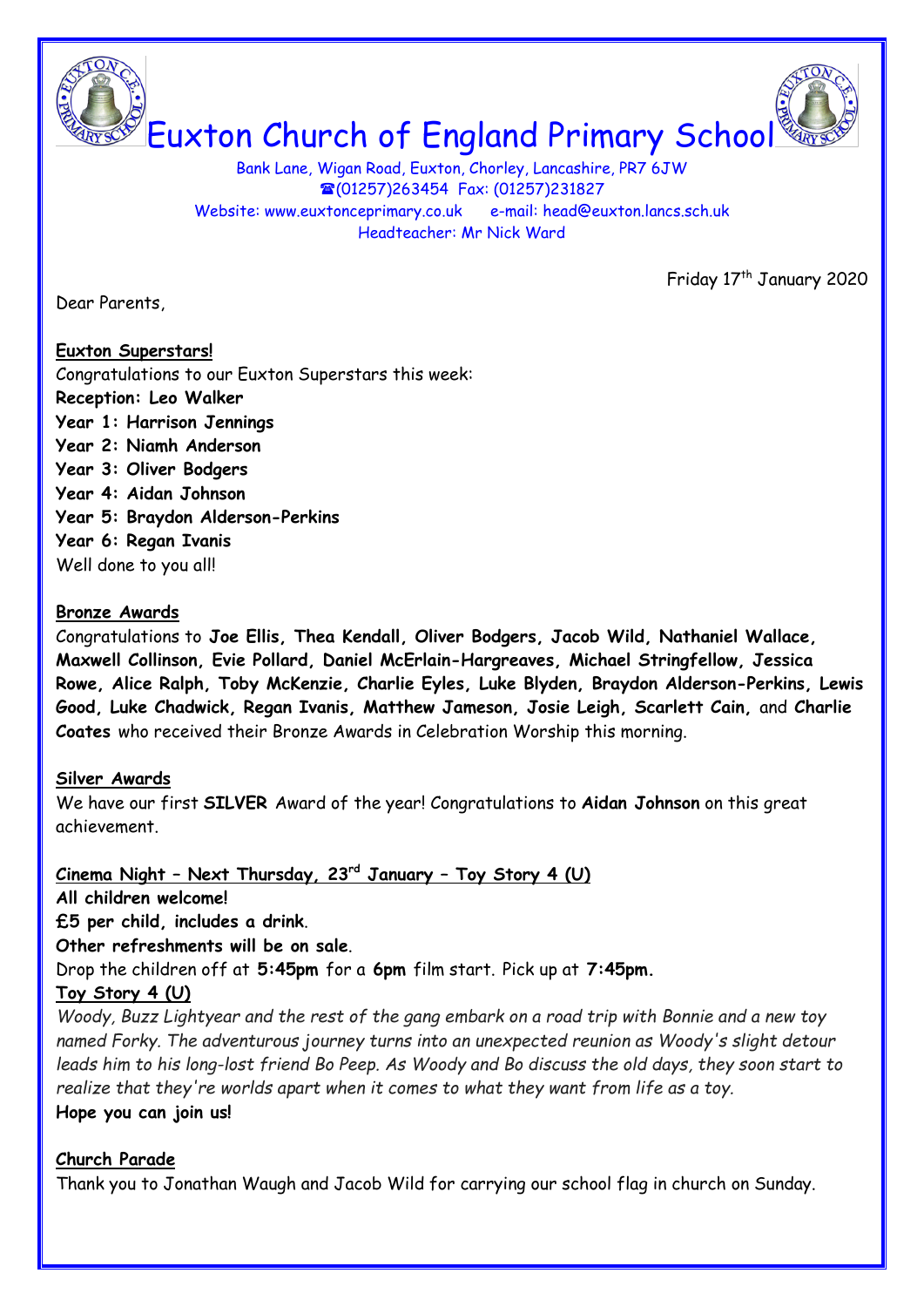# Euxton Church of England Primary School

Bank Lane, Wigan Road, Euxton, Chorley, Lancashire, PR7 6JW
☎(01257)263454 Fax: (01257)231827
Website: www.euxtonceprimary.co.uk e-mail: head@euxton.lancs.sch.uk
Headteacher: Mr Nick Ward

Friday 17th January 2020

Dear Parents,

**Euxton Superstars!**

Congratulations to our Euxton Superstars this week:

**Reception: Leo Walker**
**Year 1: Harrison Jennings**
**Year 2: Niamh Anderson**
**Year 3: Oliver Bodgers**
**Year 4: Aidan Johnson**
**Year 5: Braydon Alderson-Perkins**
**Year 6: Regan Ivanis**

Well done to you all!

**Bronze Awards**

Congratulations to **Joe Ellis, Thea Kendall, Oliver Bodgers, Jacob Wild, Nathaniel Wallace, Maxwell Collinson, Evie Pollard, Daniel McErlain-Hargreaves, Michael Stringfellow, Jessica Rowe, Alice Ralph, Toby McKenzie, Charlie Eyles, Luke Blyden, Braydon Alderson-Perkins, Lewis Good, Luke Chadwick, Regan Ivanis, Matthew Jameson, Josie Leigh, Scarlett Cain,** and **Charlie Coates** who received their Bronze Awards in Celebration Worship this morning.

**Silver Awards**

We have our first **SILVER** Award of the year! Congratulations to **Aidan Johnson** on this great achievement.

**Cinema Night – Next Thursday, 23rd January – Toy Story 4 (U)**

**All children welcome!**
**£5 per child, includes a drink.**
**Other refreshments will be on sale.**
Drop the children off at **5:45pm** for a **6pm** film start. Pick up at **7:45pm.**

**Toy Story 4 (U)**

*Woody, Buzz Lightyear and the rest of the gang embark on a road trip with Bonnie and a new toy named Forky. The adventurous journey turns into an unexpected reunion as Woody's slight detour leads him to his long-lost friend Bo Peep. As Woody and Bo discuss the old days, they soon start to realize that they're worlds apart when it comes to what they want from life as a toy.*

**Hope you can join us!**

**Church Parade**

Thank you to Jonathan Waugh and Jacob Wild for carrying our school flag in church on Sunday.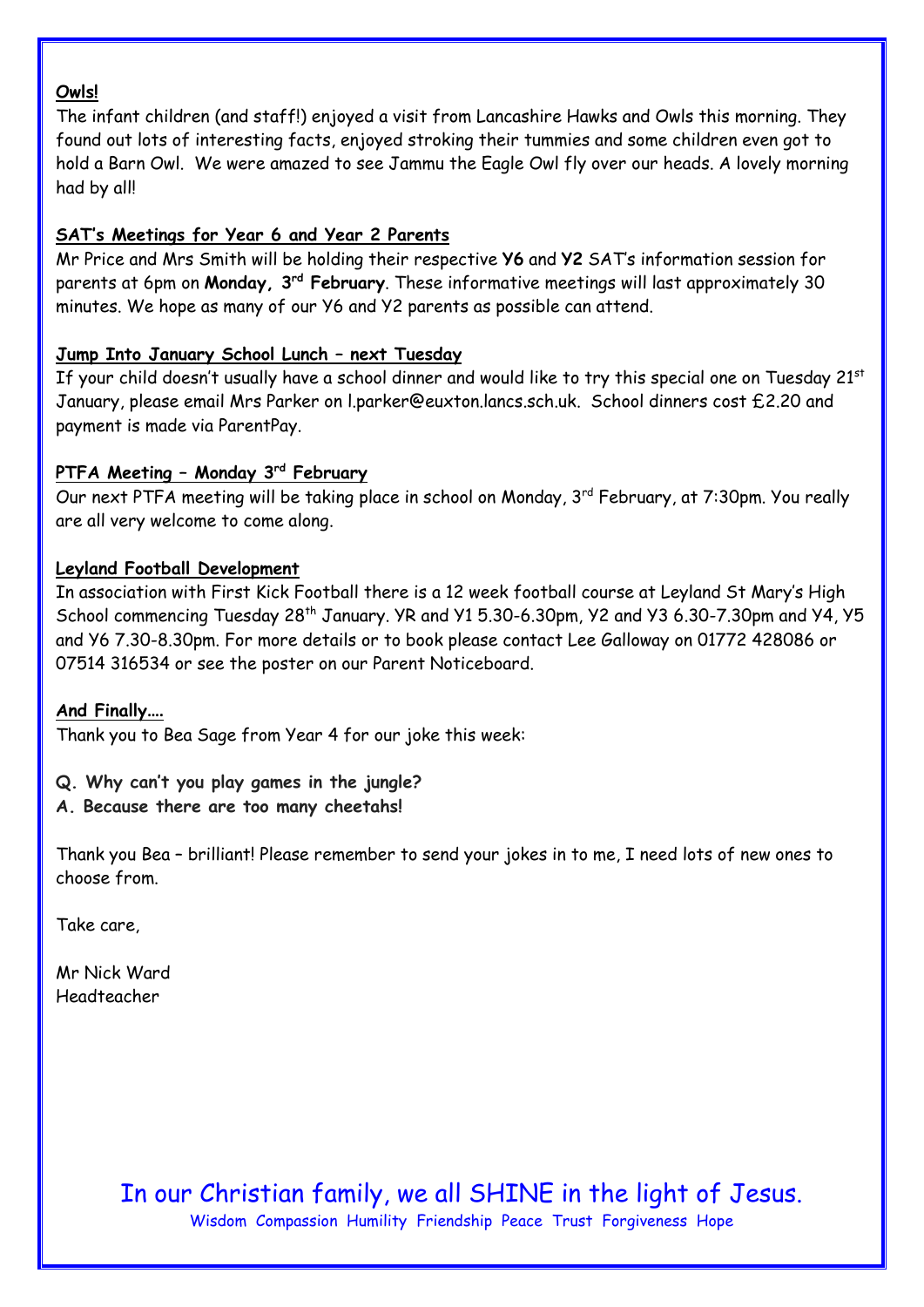**Owls!**

The infant children (and staff!) enjoyed a visit from Lancashire Hawks and Owls this morning. They found out lots of interesting facts, enjoyed stroking their tummies and some children even got to hold a Barn Owl. We were amazed to see Jammu the Eagle Owl fly over our heads. A lovely morning had by all!

**SAT's Meetings for Year 6 and Year 2 Parents**

Mr Price and Mrs Smith will be holding their respective **Y6** and **Y2** SAT's information session for parents at 6pm on **Monday, 3rd February**. These informative meetings will last approximately 30 minutes. We hope as many of our Y6 and Y2 parents as possible can attend.

**Jump Into January School Lunch – next Tuesday**

If your child doesn't usually have a school dinner and would like to try this special one on Tuesday 21st January, please email Mrs Parker on l.parker@euxton.lancs.sch.uk. School dinners cost £2.20 and payment is made via ParentPay.

**PTFA Meeting – Monday 3rd February**

Our next PTFA meeting will be taking place in school on Monday, 3rd February, at 7:30pm. You really are all very welcome to come along.

**Leyland Football Development**

In association with First Kick Football there is a 12 week football course at Leyland St Mary's High School commencing Tuesday 28th January. YR and Y1 5.30-6.30pm, Y2 and Y3 6.30-7.30pm and Y4, Y5 and Y6 7.30-8.30pm. For more details or to book please contact Lee Galloway on 01772 428086 or 07514 316534 or see the poster on our Parent Noticeboard.

**And Finally….**

Thank you to Bea Sage from Year 4 for our joke this week:

**Q. Why can't you play games in the jungle?**
**A. Because there are too many cheetahs!**

Thank you Bea – brilliant! Please remember to send your jokes in to me, I need lots of new ones to choose from.

Take care,

Mr Nick Ward
Headteacher

In our Christian family, we all SHINE in the light of Jesus.
Wisdom Compassion Humility Friendship Peace Trust Forgiveness Hope